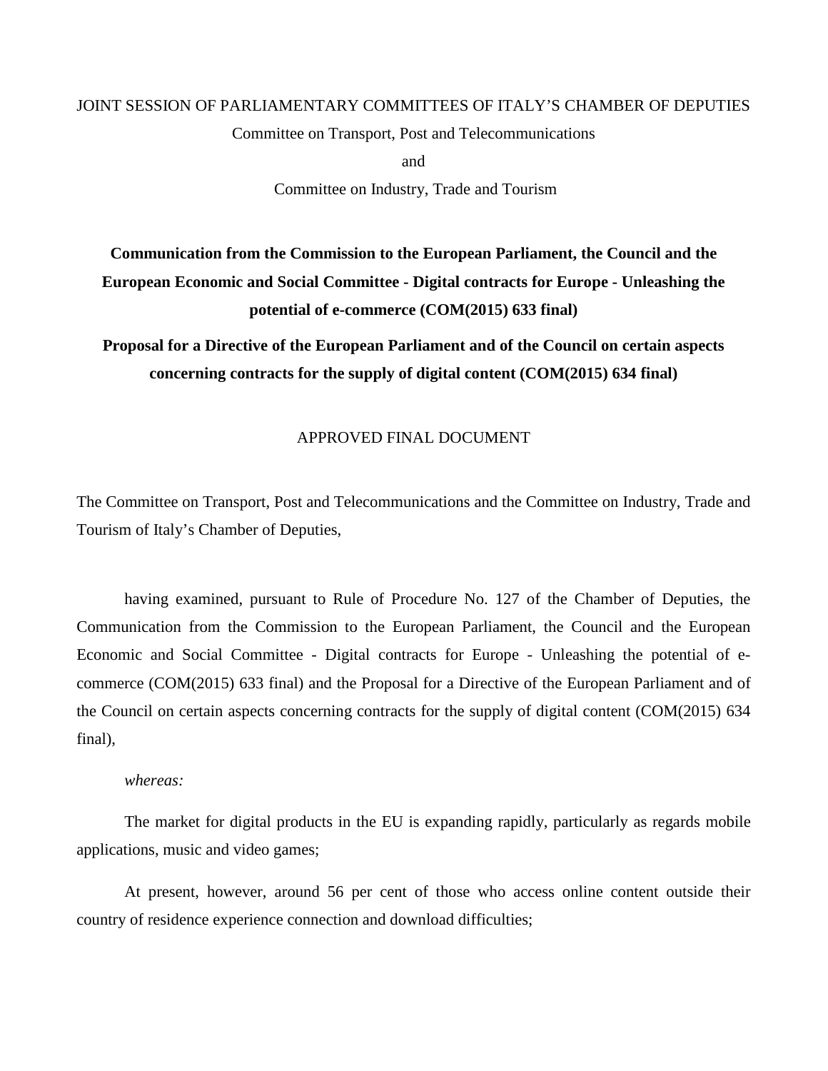JOINT SESSION OF PARLIAMENTARY COMMITTEES OF ITALY'S CHAMBER OF DEPUTIES

Committee on Transport, Post and Telecommunications

and

Committee on Industry, Trade and Tourism

**Communication from the Commission to the European Parliament, the Council and the European Economic and Social Committee - Digital contracts for Europe - Unleashing the potential of e-commerce (COM(2015) 633 final)**

**Proposal for a Directive of the European Parliament and of the Council on certain aspects concerning contracts for the supply of digital content (COM(2015) 634 final)**

APPROVED FINAL DOCUMENT

The Committee on Transport, Post and Telecommunications and the Committee on Industry, Trade and Tourism of Italy's Chamber of Deputies,

having examined, pursuant to Rule of Procedure No. 127 of the Chamber of Deputies, the Communication from the Commission to the European Parliament, the Council and the European Economic and Social Committee - Digital contracts for Europe - Unleashing the potential of e-commerce (COM(2015) 633 final) and the Proposal for a Directive of the European Parliament and of the Council on certain aspects concerning contracts for the supply of digital content (COM(2015) 634 final),

*whereas:*

The market for digital products in the EU is expanding rapidly, particularly as regards mobile applications, music and video games;

At present, however, around 56 per cent of those who access online content outside their country of residence experience connection and download difficulties;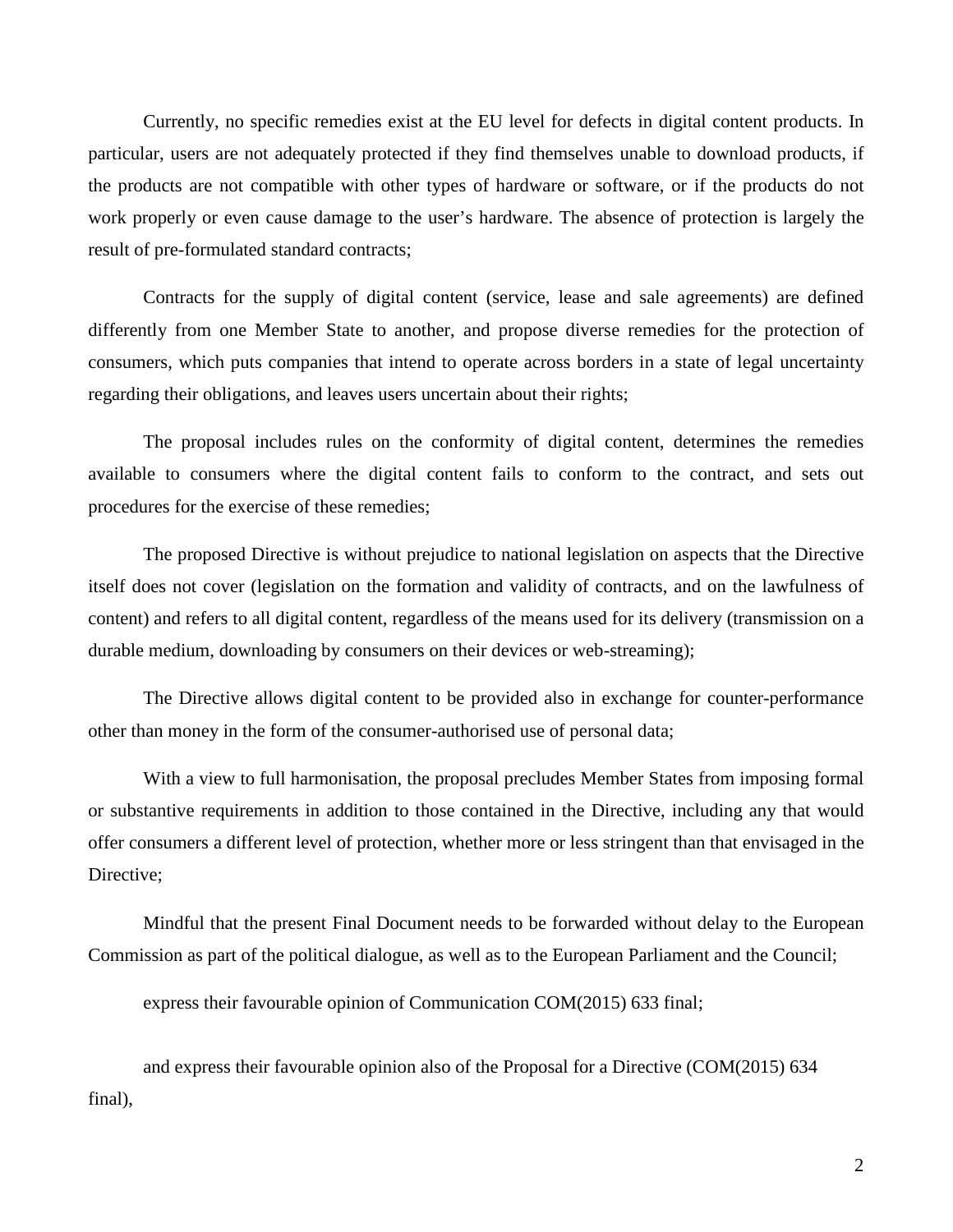Currently, no specific remedies exist at the EU level for defects in digital content products. In particular, users are not adequately protected if they find themselves unable to download products, if the products are not compatible with other types of hardware or software, or if the products do not work properly or even cause damage to the user's hardware. The absence of protection is largely the result of pre-formulated standard contracts;

Contracts for the supply of digital content (service, lease and sale agreements) are defined differently from one Member State to another, and propose diverse remedies for the protection of consumers, which puts companies that intend to operate across borders in a state of legal uncertainty regarding their obligations, and leaves users uncertain about their rights;

The proposal includes rules on the conformity of digital content, determines the remedies available to consumers where the digital content fails to conform to the contract, and sets out procedures for the exercise of these remedies;

The proposed Directive is without prejudice to national legislation on aspects that the Directive itself does not cover (legislation on the formation and validity of contracts, and on the lawfulness of content) and refers to all digital content, regardless of the means used for its delivery (transmission on a durable medium, downloading by consumers on their devices or web-streaming);

The Directive allows digital content to be provided also in exchange for counter-performance other than money in the form of the consumer-authorised use of personal data;

With a view to full harmonisation, the proposal precludes Member States from imposing formal or substantive requirements in addition to those contained in the Directive, including any that would offer consumers a different level of protection, whether more or less stringent than that envisaged in the Directive;

Mindful that the present Final Document needs to be forwarded without delay to the European Commission as part of the political dialogue, as well as to the European Parliament and the Council;

express their favourable opinion of Communication COM(2015) 633 final;

and express their favourable opinion also of the Proposal for a Directive (COM(2015) 634 final),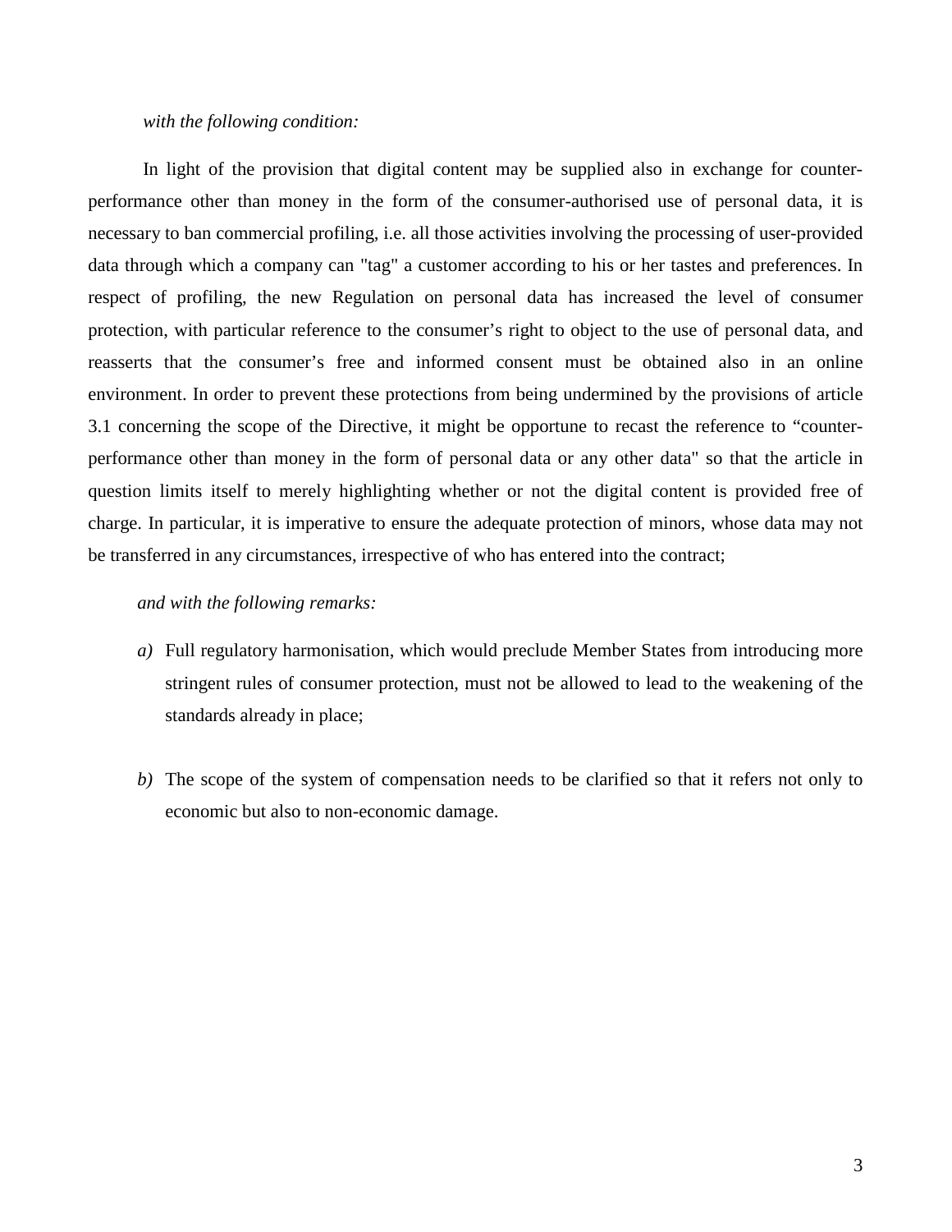*with the following condition:*

In light of the provision that digital content may be supplied also in exchange for counter-performance other than money in the form of the consumer-authorised use of personal data, it is necessary to ban commercial profiling, i.e. all those activities involving the processing of user-provided data through which a company can "tag" a customer according to his or her tastes and preferences. In respect of profiling, the new Regulation on personal data has increased the level of consumer protection, with particular reference to the consumer's right to object to the use of personal data, and reasserts that the consumer's free and informed consent must be obtained also in an online environment. In order to prevent these protections from being undermined by the provisions of article 3.1 concerning the scope of the Directive, it might be opportune to recast the reference to "counter-performance other than money in the form of personal data or any other data" so that the article in question limits itself to merely highlighting whether or not the digital content is provided free of charge. In particular, it is imperative to ensure the adequate protection of minors, whose data may not be transferred in any circumstances, irrespective of who has entered into the contract;

*and with the following remarks:*

*a)* Full regulatory harmonisation, which would preclude Member States from introducing more stringent rules of consumer protection, must not be allowed to lead to the weakening of the standards already in place;

*b)* The scope of the system of compensation needs to be clarified so that it refers not only to economic but also to non-economic damage.